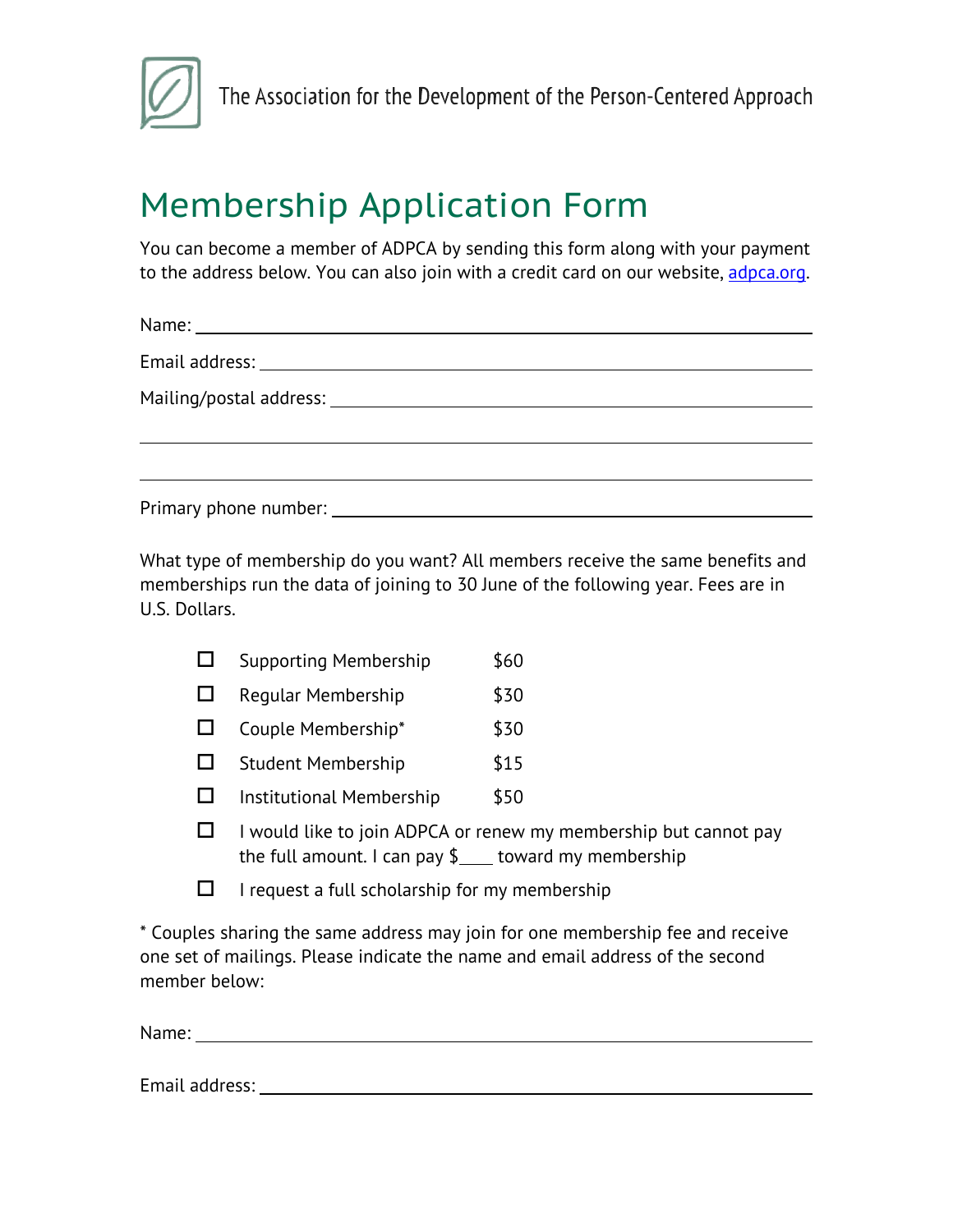The Association for the Development of the Person-Centered Approach

# Membership Application Form

You can become a member of ADPCA by sending this form along with your payment to the address below. You can also join with a credit card on our website, [adpca.org](adpca.org).

Name: ______________________________________________

Email address: ______________________________________

Mailing/postal address: _______________________________

______________________________________________________

______________________________________________________

Primary phone number: ________________________________

What type of membership do you want? All members receive the same benefits and memberships run the data of joining to 30 June of the following year. Fees are in U.S. Dollars.

- ☐ Supporting Membership $60
- ☐ Regular Membership $30
- ☐ Couple Membership* $30
- ☐ Student Membership $15
- ☐ Institutional Membership $50
- ☐ I would like to join ADPCA or renew my membership but cannot pay the full amount. I can pay $____ toward my membership
- ☐ I request a full scholarship for my membership

* Couples sharing the same address may join for one membership fee and receive one set of mailings. Please indicate the name and email address of the second member below:

Name: ______________________________________________

Email address: ______________________________________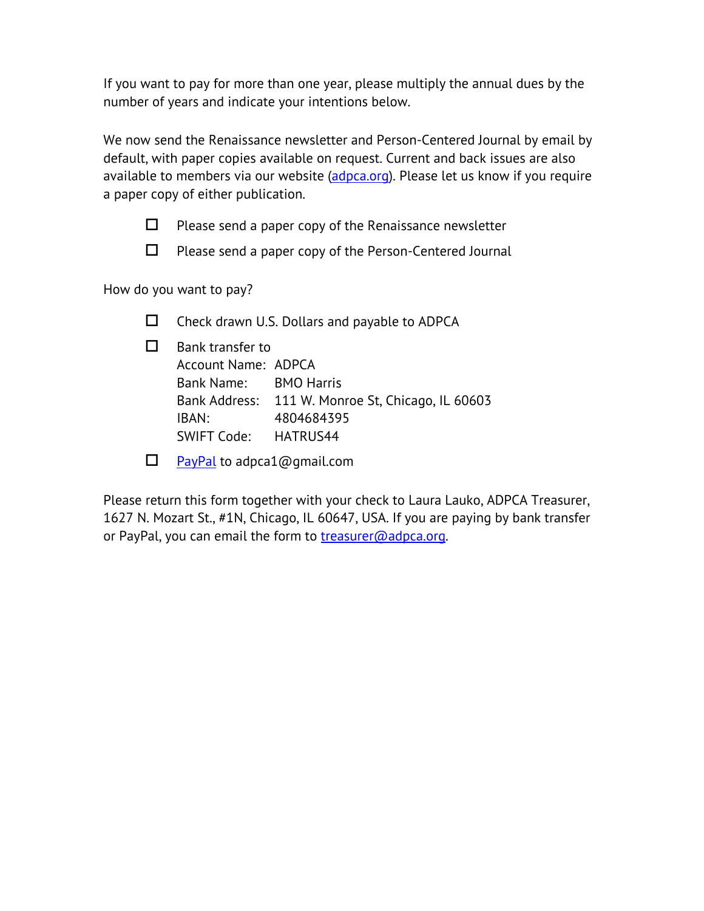If you want to pay for more than one year, please multiply the annual dues by the number of years and indicate your intentions below.

We now send the Renaissance newsletter and Person-Centered Journal by email by default, with paper copies available on request. Current and back issues are also available to members via our website ([adpca.org](adpca.org)). Please let us know if you require a paper copy of either publication.

- ☐ Please send a paper copy of the Renaissance newsletter
- ☐ Please send a paper copy of the Person-Centered Journal

How do you want to pay?

- ☐ Check drawn U.S. Dollars and payable to ADPCA
- ☐ Bank transfer to
  Account Name: ADPCA
  Bank Name: BMO Harris
  Bank Address: 111 W. Monroe St, Chicago, IL 60603
  IBAN: 4804684395
  SWIFT Code: HATRUS44
- ☐ [PayPal](PayPal) to adpca1@gmail.com

Please return this form together with your check to Laura Lauko, ADPCA Treasurer, 1627 N. Mozart St., #1N, Chicago, IL 60647, USA. If you are paying by bank transfer or PayPal, you can email the form to [treasurer@adpca.org](mailto:treasurer@adpca.org).